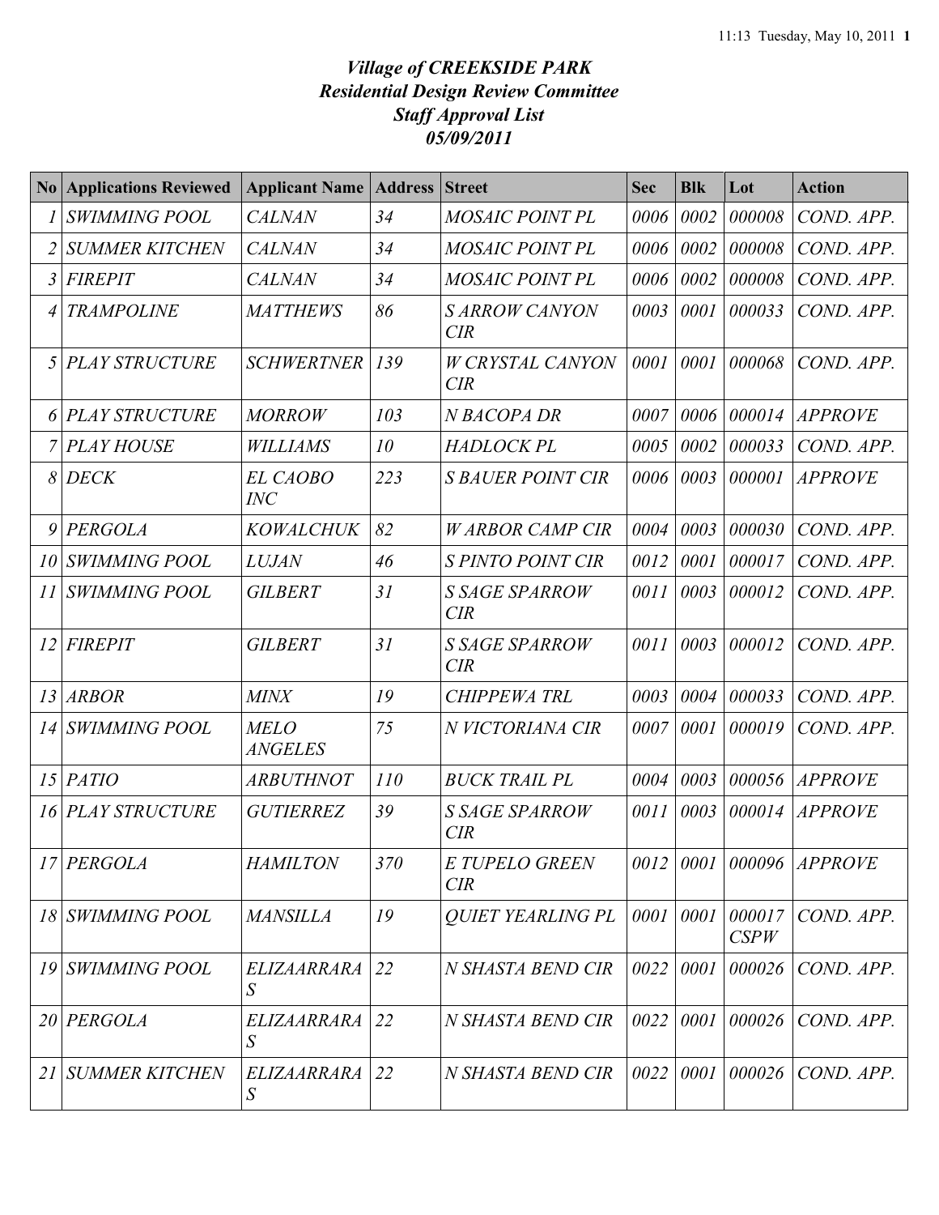# *Village of CREEKSIDE PARK*
# *Residential Design Review Committee*
# *Staff Approval List*
# *05/09/2011*

| No | Applications Reviewed | Applicant Name | Address | Street | Sec | Blk | Lot | Action |
|---|---|---|---|---|---|---|---|---|
| 1 | SWIMMING POOL | CALNAN | 34 | MOSAIC POINT PL | 0006 | 0002 | 000008 | COND. APP. |
| 2 | SUMMER KITCHEN | CALNAN | 34 | MOSAIC POINT PL | 0006 | 0002 | 000008 | COND. APP. |
| 3 | FIREPIT | CALNAN | 34 | MOSAIC POINT PL | 0006 | 0002 | 000008 | COND. APP. |
| 4 | TRAMPOLINE | MATTHEWS | 86 | S ARROW CANYON CIR | 0003 | 0001 | 000033 | COND. APP. |
| 5 | PLAY STRUCTURE | SCHWERTNER | 139 | W CRYSTAL CANYON CIR | 0001 | 0001 | 000068 | COND. APP. |
| 6 | PLAY STRUCTURE | MORROW | 103 | N BACOPA DR | 0007 | 0006 | 000014 | APPROVE |
| 7 | PLAY HOUSE | WILLIAMS | 10 | HADLOCK PL | 0005 | 0002 | 000033 | COND. APP. |
| 8 | DECK | EL CAOBO INC | 223 | S BAUER POINT CIR | 0006 | 0003 | 000001 | APPROVE |
| 9 | PERGOLA | KOWALCHUK | 82 | W ARBOR CAMP CIR | 0004 | 0003 | 000030 | COND. APP. |
| 10 | SWIMMING POOL | LUJAN | 46 | S PINTO POINT CIR | 0012 | 0001 | 000017 | COND. APP. |
| 11 | SWIMMING POOL | GILBERT | 31 | S SAGE SPARROW CIR | 0011 | 0003 | 000012 | COND. APP. |
| 12 | FIREPIT | GILBERT | 31 | S SAGE SPARROW CIR | 0011 | 0003 | 000012 | COND. APP. |
| 13 | ARBOR | MINX | 19 | CHIPPEWA TRL | 0003 | 0004 | 000033 | COND. APP. |
| 14 | SWIMMING POOL | MELO ANGELES | 75 | N VICTORIANA CIR | 0007 | 0001 | 000019 | COND. APP. |
| 15 | PATIO | ARBUTHNOT | 110 | BUCK TRAIL PL | 0004 | 0003 | 000056 | APPROVE |
| 16 | PLAY STRUCTURE | GUTIERREZ | 39 | S SAGE SPARROW CIR | 0011 | 0003 | 000014 | APPROVE |
| 17 | PERGOLA | HAMILTON | 370 | E TUPELO GREEN CIR | 0012 | 0001 | 000096 | APPROVE |
| 18 | SWIMMING POOL | MANSILLA | 19 | QUIET YEARLING PL | 0001 | 0001 | 000017 CSPW | COND. APP. |
| 19 | SWIMMING POOL | ELIZAARRARAS | 22 | N SHASTA BEND CIR | 0022 | 0001 | 000026 | COND. APP. |
| 20 | PERGOLA | ELIZAARRARAS | 22 | N SHASTA BEND CIR | 0022 | 0001 | 000026 | COND. APP. |
| 21 | SUMMER KITCHEN | ELIZAARRARAS | 22 | N SHASTA BEND CIR | 0022 | 0001 | 000026 | COND. APP. |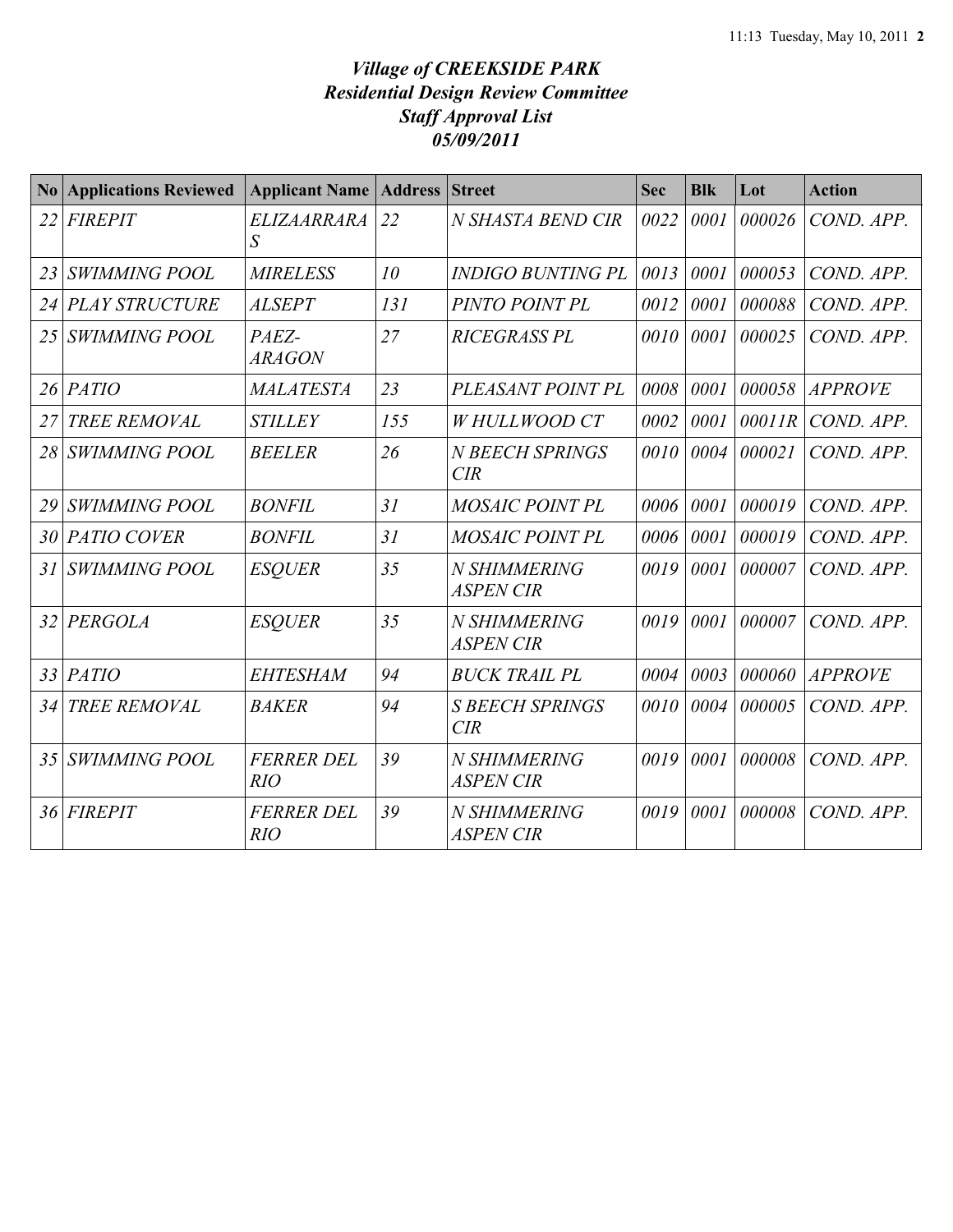# *Village of CREEKSIDE PARK*
## *Residential Design Review Committee*
## *Staff Approval List*
## *05/09/2011*

| No | Applications Reviewed | Applicant Name | Address | Street | Sec | Blk | Lot | Action |
|---|---|---|---|---|---|---|---|---|
| 22 | FIREPIT | ELIZAARRARAS | 22 | N SHASTA BEND CIR | 0022 | 0001 | 000026 | COND. APP. |
| 23 | SWIMMING POOL | MIRELESS | 10 | INDIGO BUNTING PL | 0013 | 0001 | 000053 | COND. APP. |
| 24 | PLAY STRUCTURE | ALSEPT | 131 | PINTO POINT PL | 0012 | 0001 | 000088 | COND. APP. |
| 25 | SWIMMING POOL | PAEZ-ARAGON | 27 | RICEGRASS PL | 0010 | 0001 | 000025 | COND. APP. |
| 26 | PATIO | MALATESTA | 23 | PLEASANT POINT PL | 0008 | 0001 | 000058 | APPROVE |
| 27 | TREE REMOVAL | STILLEY | 155 | W HULLWOOD CT | 0002 | 0001 | 00011R | COND. APP. |
| 28 | SWIMMING POOL | BEELER | 26 | N BEECH SPRINGS CIR | 0010 | 0004 | 000021 | COND. APP. |
| 29 | SWIMMING POOL | BONFIL | 31 | MOSAIC POINT PL | 0006 | 0001 | 000019 | COND. APP. |
| 30 | PATIO COVER | BONFIL | 31 | MOSAIC POINT PL | 0006 | 0001 | 000019 | COND. APP. |
| 31 | SWIMMING POOL | ESQUER | 35 | N SHIMMERING ASPEN CIR | 0019 | 0001 | 000007 | COND. APP. |
| 32 | PERGOLA | ESQUER | 35 | N SHIMMERING ASPEN CIR | 0019 | 0001 | 000007 | COND. APP. |
| 33 | PATIO | EHTESHAM | 94 | BUCK TRAIL PL | 0004 | 0003 | 000060 | APPROVE |
| 34 | TREE REMOVAL | BAKER | 94 | S BEECH SPRINGS CIR | 0010 | 0004 | 000005 | COND. APP. |
| 35 | SWIMMING POOL | FERRER DEL RIO | 39 | N SHIMMERING ASPEN CIR | 0019 | 0001 | 000008 | COND. APP. |
| 36 | FIREPIT | FERRER DEL RIO | 39 | N SHIMMERING ASPEN CIR | 0019 | 0001 | 000008 | COND. APP. |